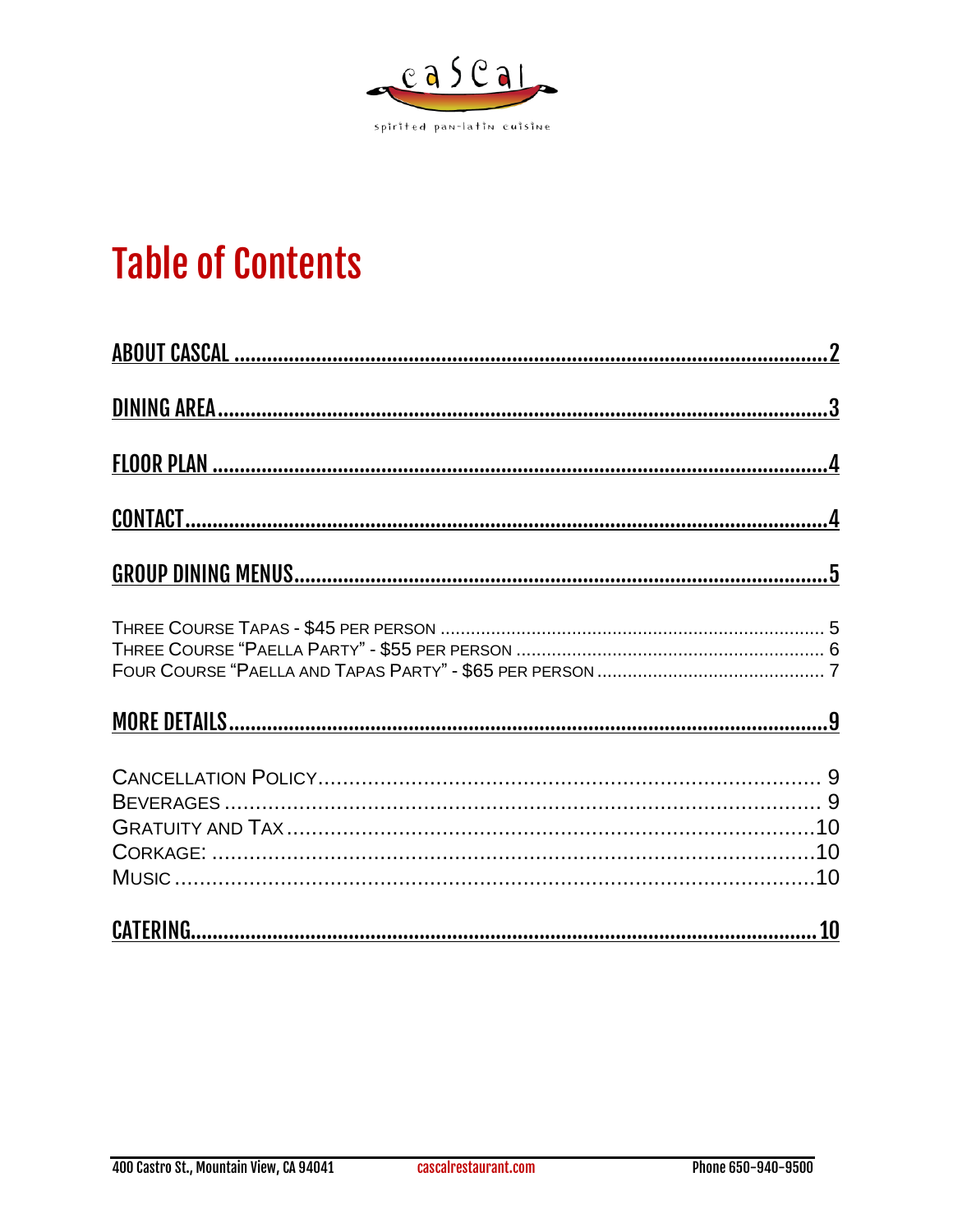cascal

spirited pan-latin cuisine

# Table of Contents

ABOUT CASCAL .......... 2

DINING AREA .......... 3

FLOOR PLAN .......... 4

CONTACT .......... 4

GROUP DINING MENUS .......... 5

- THREE COURSE TAPAS - $45 PER PERSON .......... 5
- THREE COURSE “PAELLA PARTY” - $55 PER PERSON .......... 6
- FOUR COURSE “PAELLA AND TAPAS PARTY” - $65 PER PERSON .......... 7

MORE DETAILS .......... 9

- CANCELLATION POLICY .......... 9
- BEVERAGES .......... 9
- GRATUITY AND TAX .......... 10
- CORKAGE: .......... 10
- MUSIC .......... 10

CATERING .......... 10

400 Castro St., Mountain View, CA 94041 | cascalrestaurant.com | Phone 650-940-9500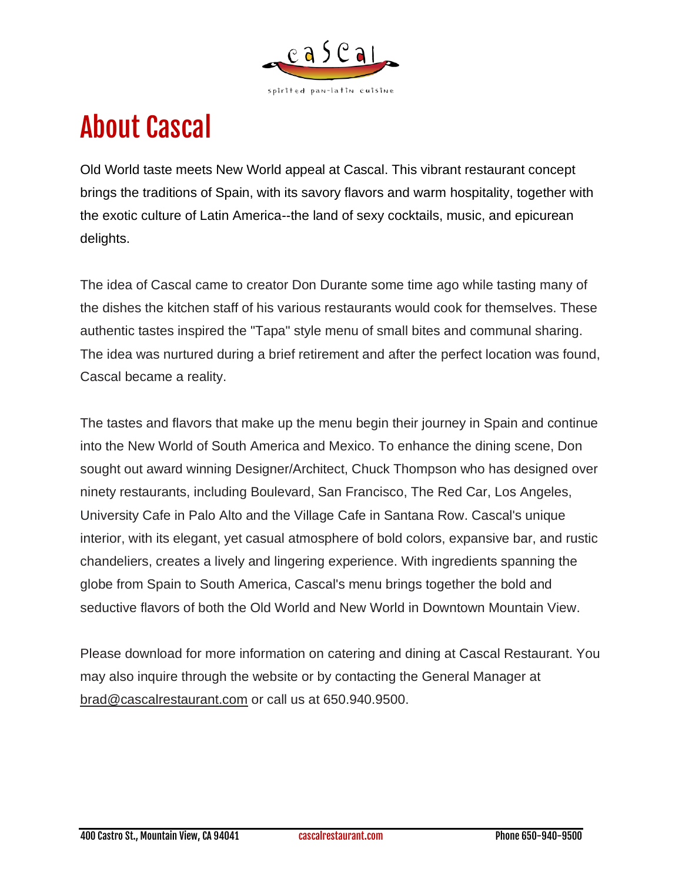cascal

spirited pan-latin cuisine

# About Cascal

Old World taste meets New World appeal at Cascal. This vibrant restaurant concept brings the traditions of Spain, with its savory flavors and warm hospitality, together with the exotic culture of Latin America--the land of sexy cocktails, music, and epicurean delights.

The idea of Cascal came to creator Don Durante some time ago while tasting many of the dishes the kitchen staff of his various restaurants would cook for themselves. These authentic tastes inspired the "Tapa" style menu of small bites and communal sharing. The idea was nurtured during a brief retirement and after the perfect location was found, Cascal became a reality.

The tastes and flavors that make up the menu begin their journey in Spain and continue into the New World of South America and Mexico. To enhance the dining scene, Don sought out award winning Designer/Architect, Chuck Thompson who has designed over ninety restaurants, including Boulevard, San Francisco, The Red Car, Los Angeles, University Cafe in Palo Alto and the Village Cafe in Santana Row. Cascal's unique interior, with its elegant, yet casual atmosphere of bold colors, expansive bar, and rustic chandeliers, creates a lively and lingering experience. With ingredients spanning the globe from Spain to South America, Cascal's menu brings together the bold and seductive flavors of both the Old World and New World in Downtown Mountain View.

Please download for more information on catering and dining at Cascal Restaurant. You may also inquire through the website or by contacting the General Manager at brad@cascalrestaurant.com or call us at 650.940.9500.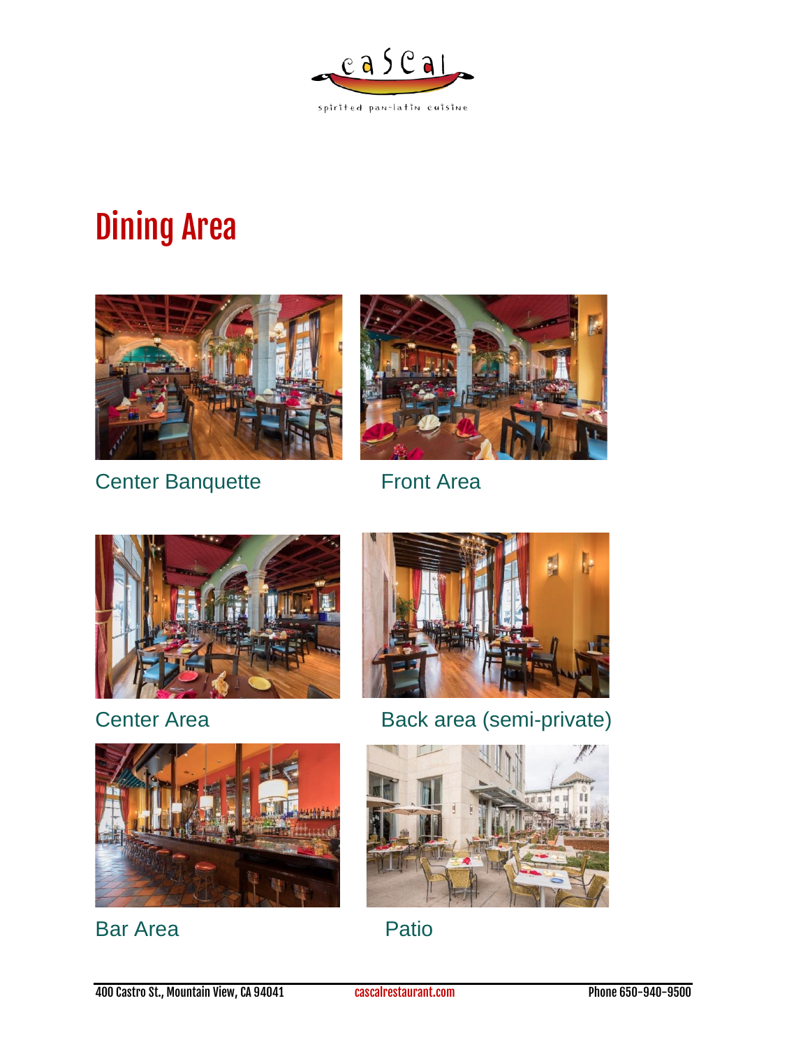cascal

spirited pan-latin cuisine

# Dining Area

Center Banquette

Front Area

Center Area

Back area (semi-private)

Bar Area

Patio

400 Castro St., Mountain View, CA 94041 cascalrestaurant.com Phone 650-940-9500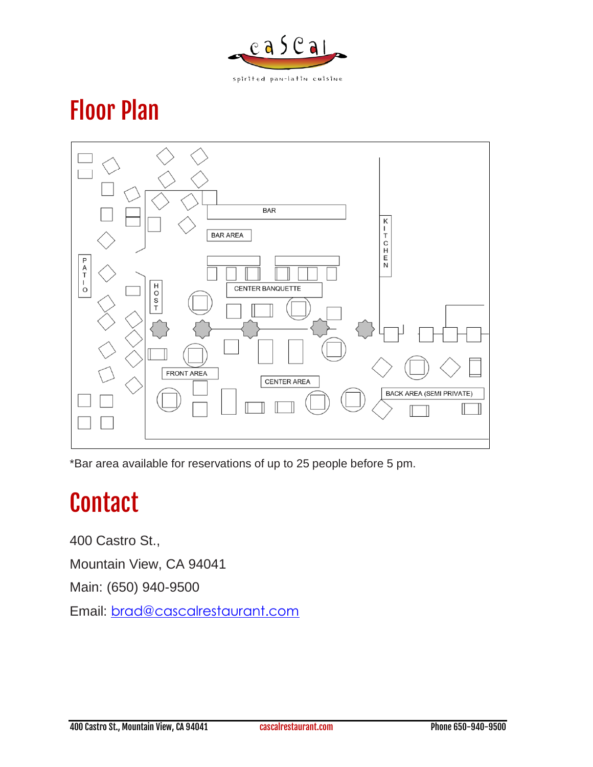# Floor Plan

BAR

BAR AREA

KITCHEN

PATIO

HOST

CENTER BANQUETTE

FRONT AREA

CENTER AREA

BACK AREA (SEMI PRIVATE)

*Bar area available for reservations of up to 25 people before 5 pm.

# Contact

400 Castro St.,

Mountain View, CA 94041

Main: (650) 940-9500

Email: brad@cascalrestaurant.com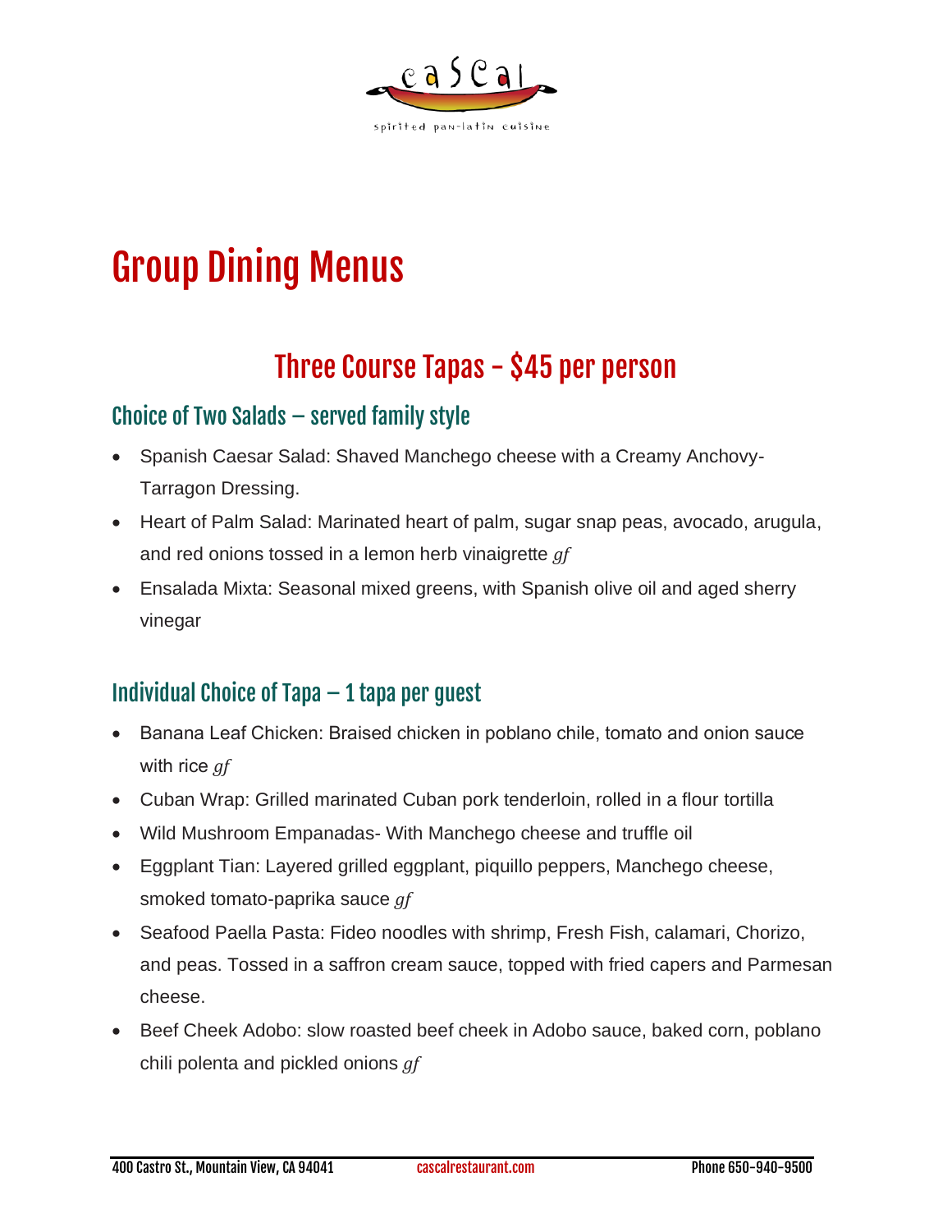# Group Dining Menus

## Three Course Tapas - $45 per person

### Choice of Two Salads – served family style

- Spanish Caesar Salad: Shaved Manchego cheese with a Creamy Anchovy-Tarragon Dressing.
- Heart of Palm Salad: Marinated heart of palm, sugar snap peas, avocado, arugula, and red onions tossed in a lemon herb vinaigrette *gf*
- Ensalada Mixta: Seasonal mixed greens, with Spanish olive oil and aged sherry vinegar

### Individual Choice of Tapa – 1 tapa per guest

- Banana Leaf Chicken: Braised chicken in poblano chile, tomato and onion sauce with rice *gf*
- Cuban Wrap: Grilled marinated Cuban pork tenderloin, rolled in a flour tortilla
- Wild Mushroom Empanadas- With Manchego cheese and truffle oil
- Eggplant Tian: Layered grilled eggplant, piquillo peppers, Manchego cheese, smoked tomato-paprika sauce *gf*
- Seafood Paella Pasta: Fideo noodles with shrimp, Fresh Fish, calamari, Chorizo, and peas. Tossed in a saffron cream sauce, topped with fried capers and Parmesan cheese.
- Beef Cheek Adobo: slow roasted beef cheek in Adobo sauce, baked corn, poblano chili polenta and pickled onions *gf*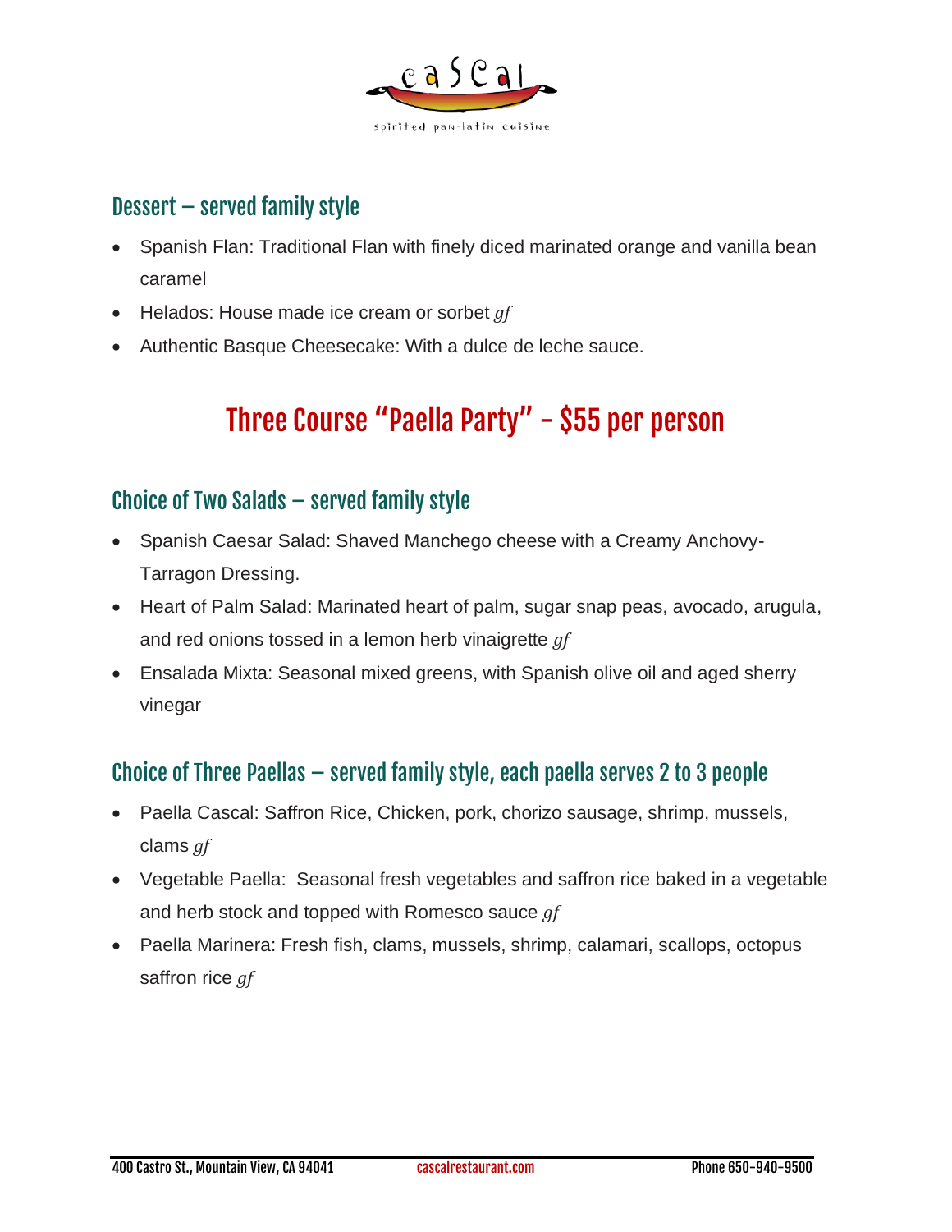## Dessert – served family style

- Spanish Flan: Traditional Flan with finely diced marinated orange and vanilla bean caramel
- Helados: House made ice cream or sorbet *gf*
- Authentic Basque Cheesecake: With a dulce de leche sauce.

# Three Course "Paella Party" - $55 per person

## Choice of Two Salads – served family style

- Spanish Caesar Salad: Shaved Manchego cheese with a Creamy Anchovy-Tarragon Dressing.
- Heart of Palm Salad: Marinated heart of palm, sugar snap peas, avocado, arugula, and red onions tossed in a lemon herb vinaigrette *gf*
- Ensalada Mixta: Seasonal mixed greens, with Spanish olive oil and aged sherry vinegar

## Choice of Three Paellas – served family style, each paella serves 2 to 3 people

- Paella Cascal: Saffron Rice, Chicken, pork, chorizo sausage, shrimp, mussels, clams *gf*
- Vegetable Paella: Seasonal fresh vegetables and saffron rice baked in a vegetable and herb stock and topped with Romesco sauce *gf*
- Paella Marinera: Fresh fish, clams, mussels, shrimp, calamari, scallops, octopus saffron rice *gf*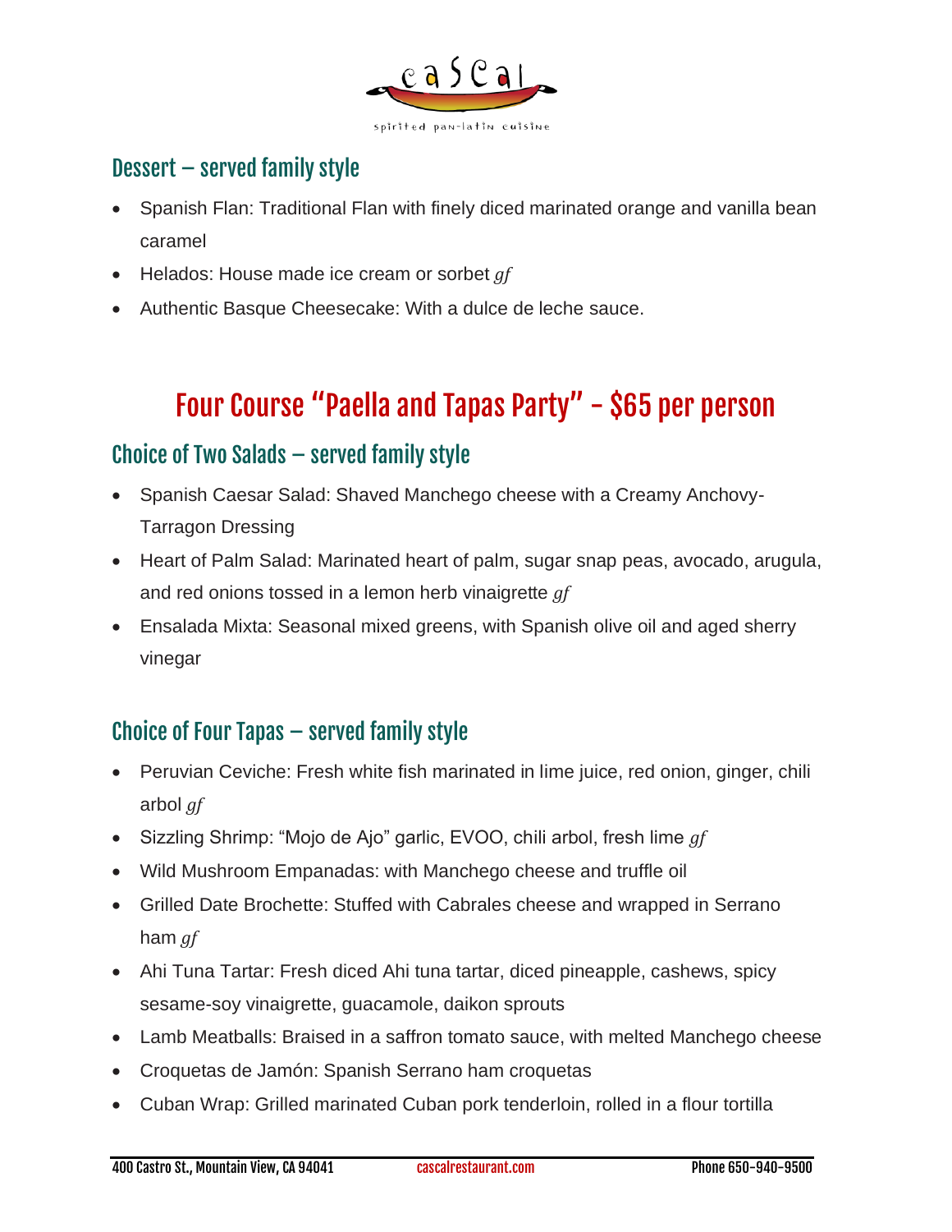## Dessert – served family style

- Spanish Flan: Traditional Flan with finely diced marinated orange and vanilla bean caramel
- Helados: House made ice cream or sorbet *gf*
- Authentic Basque Cheesecake: With a dulce de leche sauce.

# Four Course "Paella and Tapas Party" - $65 per person

## Choice of Two Salads – served family style

- Spanish Caesar Salad: Shaved Manchego cheese with a Creamy Anchovy-Tarragon Dressing
- Heart of Palm Salad: Marinated heart of palm, sugar snap peas, avocado, arugula, and red onions tossed in a lemon herb vinaigrette *gf*
- Ensalada Mixta: Seasonal mixed greens, with Spanish olive oil and aged sherry vinegar

## Choice of Four Tapas – served family style

- Peruvian Ceviche: Fresh white fish marinated in lime juice, red onion, ginger, chili arbol *gf*
- Sizzling Shrimp: "Mojo de Ajo" garlic, EVOO, chili arbol, fresh lime *gf*
- Wild Mushroom Empanadas: with Manchego cheese and truffle oil
- Grilled Date Brochette: Stuffed with Cabrales cheese and wrapped in Serrano ham *gf*
- Ahi Tuna Tartar: Fresh diced Ahi tuna tartar, diced pineapple, cashews, spicy sesame-soy vinaigrette, guacamole, daikon sprouts
- Lamb Meatballs: Braised in a saffron tomato sauce, with melted Manchego cheese
- Croquetas de Jamón: Spanish Serrano ham croquetas
- Cuban Wrap: Grilled marinated Cuban pork tenderloin, rolled in a flour tortilla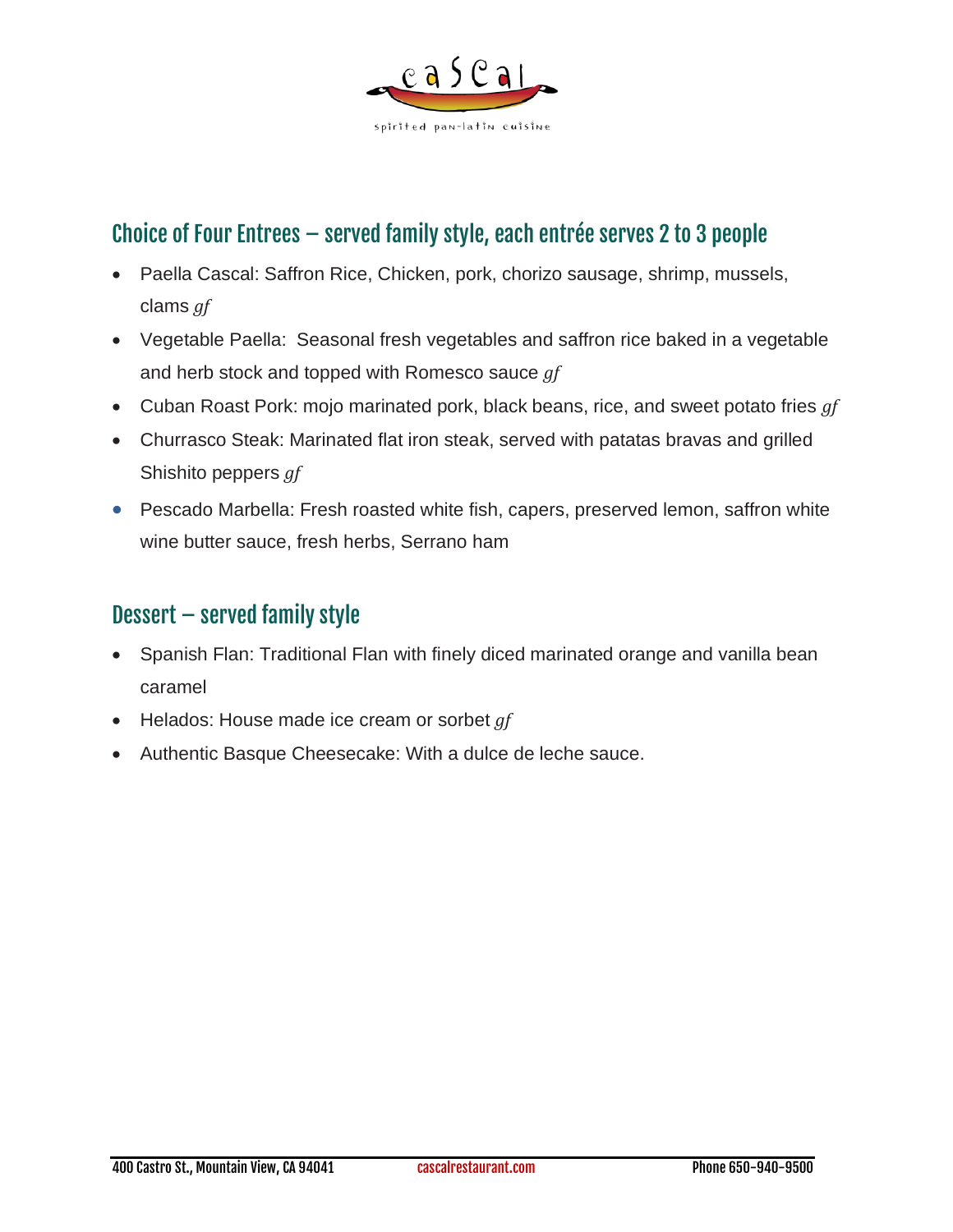## Choice of Four Entrees – served family style, each entrée serves 2 to 3 people

- Paella Cascal: Saffron Rice, Chicken, pork, chorizo sausage, shrimp, mussels, clams *gf*
- Vegetable Paella: Seasonal fresh vegetables and saffron rice baked in a vegetable and herb stock and topped with Romesco sauce *gf*
- Cuban Roast Pork: mojo marinated pork, black beans, rice, and sweet potato fries *gf*
- Churrasco Steak: Marinated flat iron steak, served with patatas bravas and grilled Shishito peppers *gf*
- Pescado Marbella: Fresh roasted white fish, capers, preserved lemon, saffron white wine butter sauce, fresh herbs, Serrano ham

## Dessert – served family style

- Spanish Flan: Traditional Flan with finely diced marinated orange and vanilla bean caramel
- Helados: House made ice cream or sorbet *gf*
- Authentic Basque Cheesecake: With a dulce de leche sauce.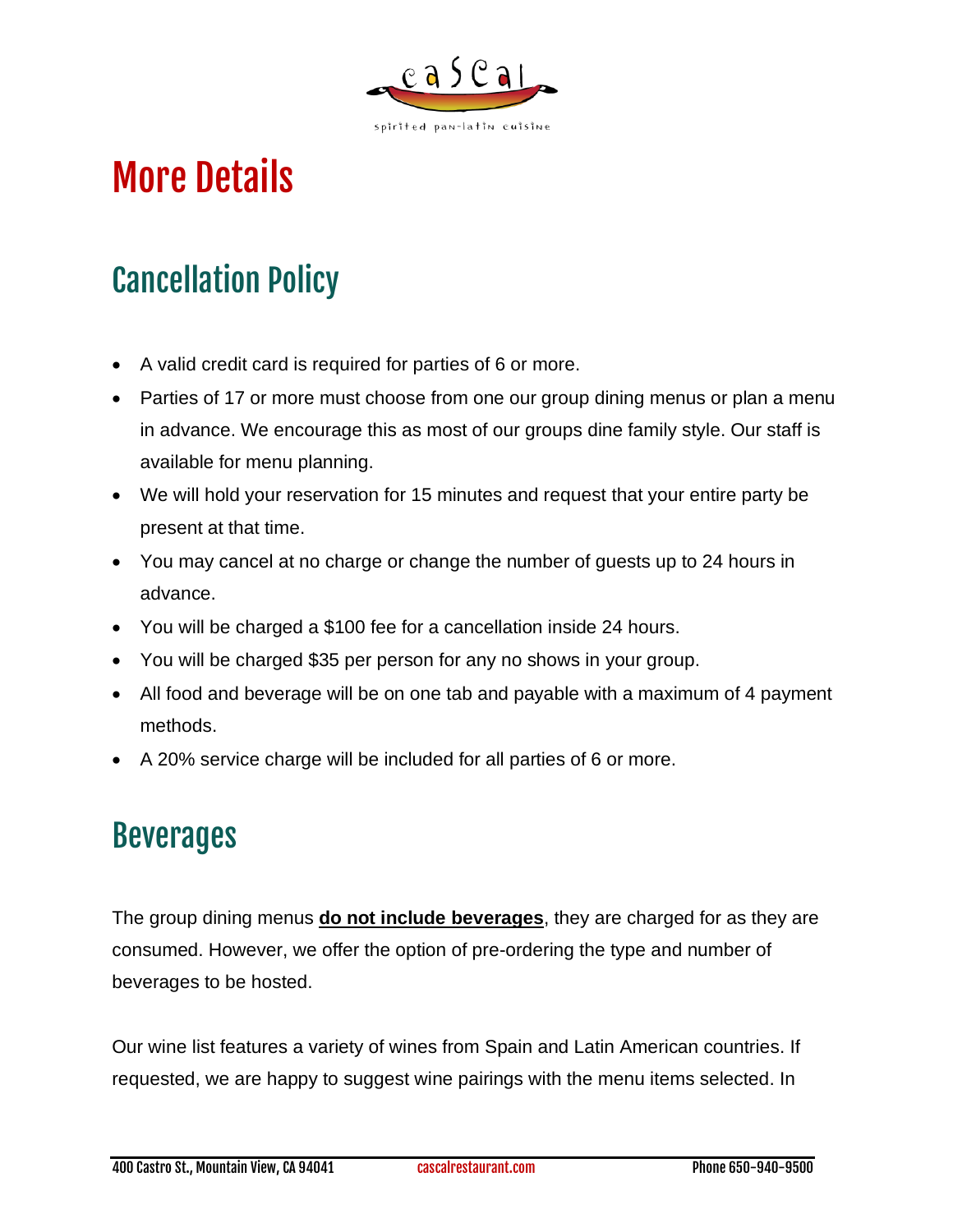# More Details

## Cancellation Policy

- A valid credit card is required for parties of 6 or more.
- Parties of 17 or more must choose from one our group dining menus or plan a menu in advance. We encourage this as most of our groups dine family style. Our staff is available for menu planning.
- We will hold your reservation for 15 minutes and request that your entire party be present at that time.
- You may cancel at no charge or change the number of guests up to 24 hours in advance.
- You will be charged a $100 fee for a cancellation inside 24 hours.
- You will be charged $35 per person for any no shows in your group.
- All food and beverage will be on one tab and payable with a maximum of 4 payment methods.
- A 20% service charge will be included for all parties of 6 or more.

## Beverages

The group dining menus **do not include beverages**, they are charged for as they are consumed. However, we offer the option of pre-ordering the type and number of beverages to be hosted.

Our wine list features a variety of wines from Spain and Latin American countries. If requested, we are happy to suggest wine pairings with the menu items selected. In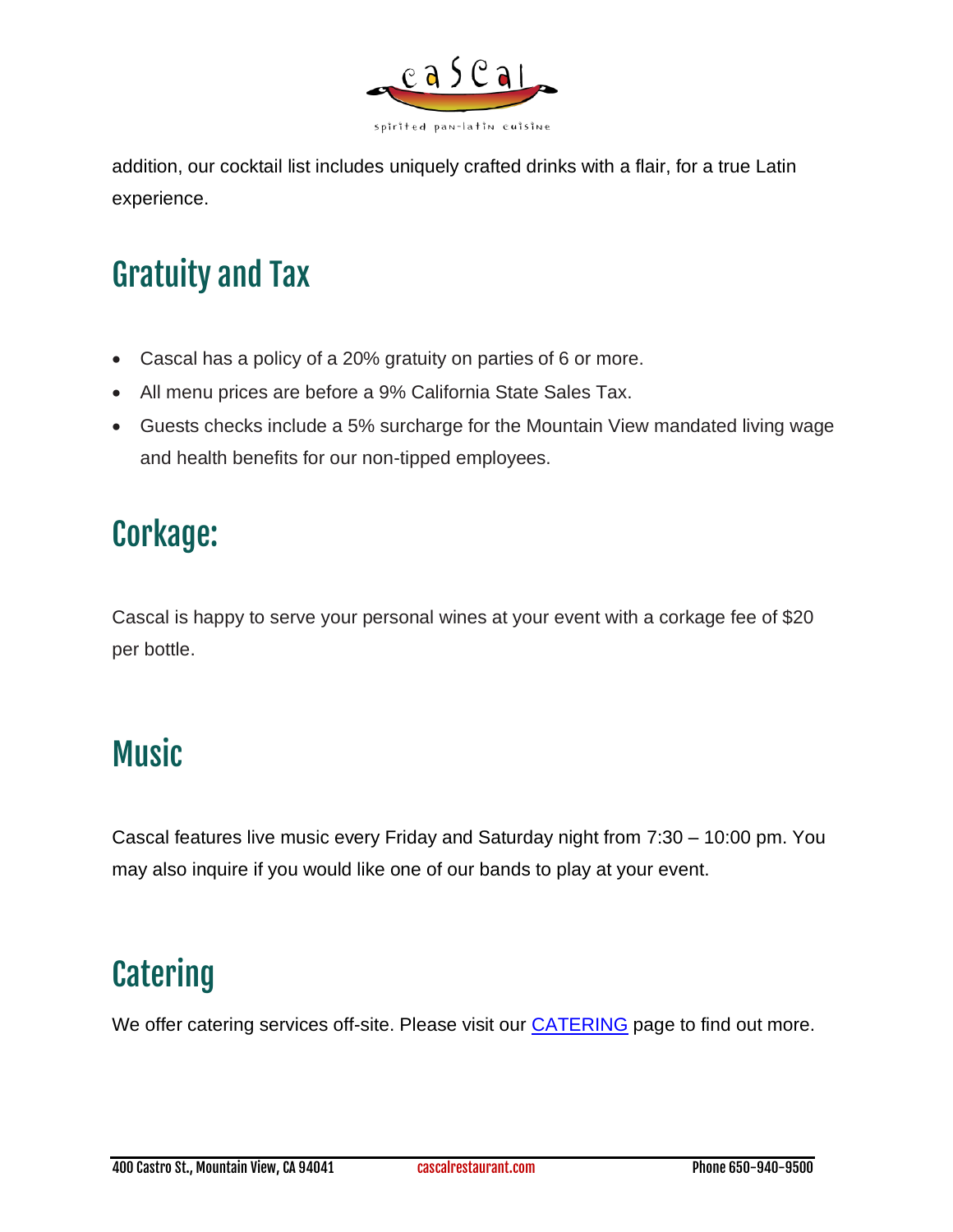addition, our cocktail list includes uniquely crafted drinks with a flair, for a true Latin experience.

## Gratuity and Tax

- Cascal has a policy of a 20% gratuity on parties of 6 or more.
- All menu prices are before a 9% California State Sales Tax.
- Guests checks include a 5% surcharge for the Mountain View mandated living wage and health benefits for our non-tipped employees.

## Corkage:

Cascal is happy to serve your personal wines at your event with a corkage fee of $20 per bottle.

## Music

Cascal features live music every Friday and Saturday night from 7:30 – 10:00 pm. You may also inquire if you would like one of our bands to play at your event.

## Catering

We offer catering services off-site. Please visit our CATERING page to find out more.